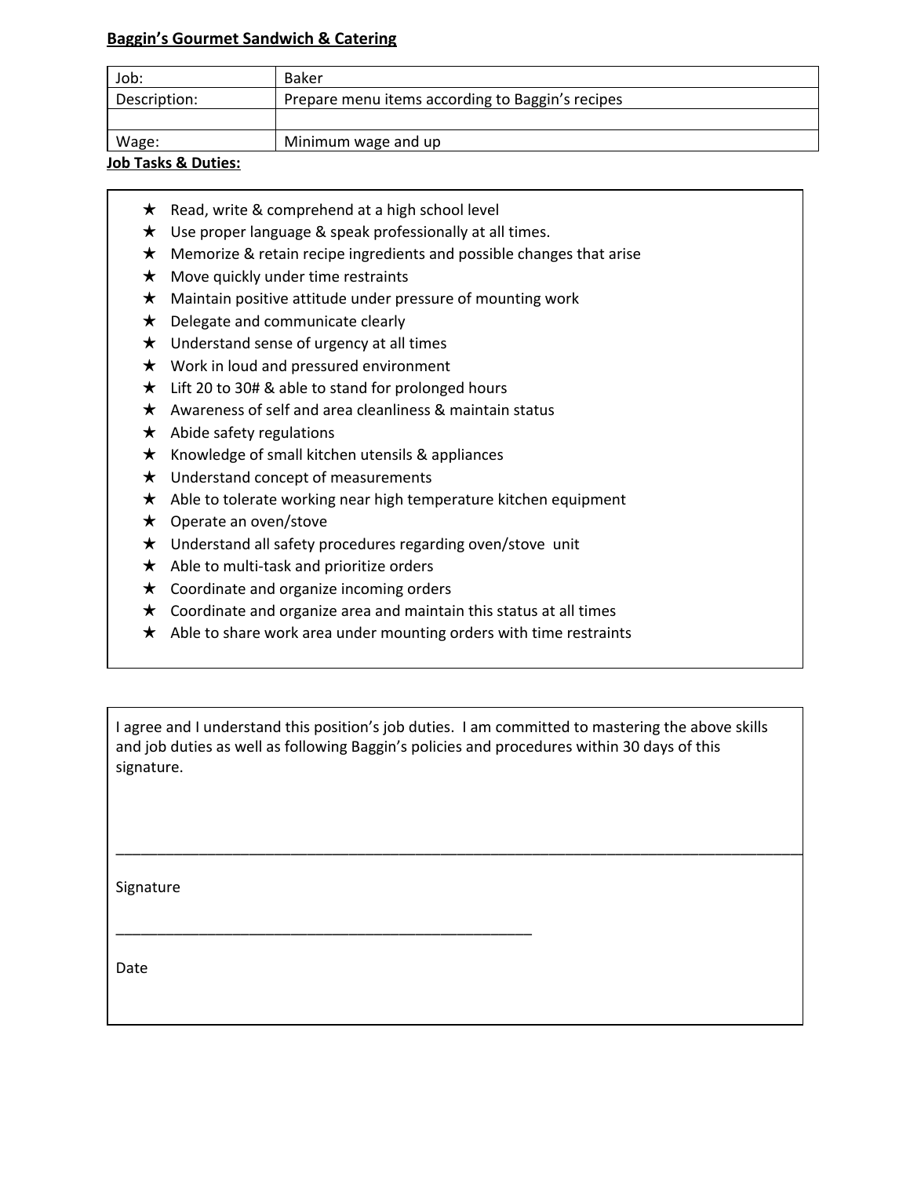**Baggin's Gourmet Sandwich & Catering**

| Job: | Baker |
|---|---|
| Description: | Prepare menu items according to Baggin's recipes |
| | |
| Wage: | Minimum wage and up |

**Job Tasks & Duties:**

- ★ Read, write & comprehend at a high school level
- ★ Use proper language & speak professionally at all times.
- ★ Memorize & retain recipe ingredients and possible changes that arise
- ★ Move quickly under time restraints
- ★ Maintain positive attitude under pressure of mounting work
- ★ Delegate and communicate clearly
- ★ Understand sense of urgency at all times
- ★ Work in loud and pressured environment
- ★ Lift 20 to 30# & able to stand for prolonged hours
- ★ Awareness of self and area cleanliness & maintain status
- ★ Abide safety regulations
- ★ Knowledge of small kitchen utensils & appliances
- ★ Understand concept of measurements
- ★ Able to tolerate working near high temperature kitchen equipment
- ★ Operate an oven/stove
- ★ Understand all safety procedures regarding oven/stove unit
- ★ Able to multi-task and prioritize orders
- ★ Coordinate and organize incoming orders
- ★ Coordinate and organize area and maintain this status at all times
- ★ Able to share work area under mounting orders with time restraints

I agree and I understand this position's job duties. I am committed to mastering the above skills and job duties as well as following Baggin's policies and procedures within 30 days of this signature.

_______________________________________________

Signature

_______________________________________________

Date